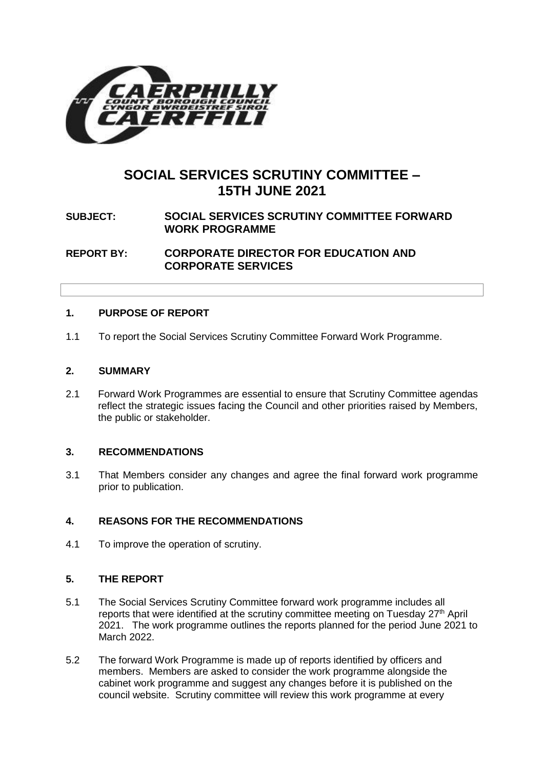# SOCIAL SERVICES SCRUTINY COMMITTEE – 15TH JUNE 2021

**SUBJECT:** **SOCIAL SERVICES SCRUTINY COMMITTEE FORWARD WORK PROGRAMME**

**REPORT BY:** **CORPORATE DIRECTOR FOR EDUCATION AND CORPORATE SERVICES**

## 1. PURPOSE OF REPORT

1.1 To report the Social Services Scrutiny Committee Forward Work Programme.

## 2. SUMMARY

2.1 Forward Work Programmes are essential to ensure that Scrutiny Committee agendas reflect the strategic issues facing the Council and other priorities raised by Members, the public or stakeholder.

## 3. RECOMMENDATIONS

3.1 That Members consider any changes and agree the final forward work programme prior to publication.

## 4. REASONS FOR THE RECOMMENDATIONS

4.1 To improve the operation of scrutiny.

## 5. THE REPORT

5.1 The Social Services Scrutiny Committee forward work programme includes all reports that were identified at the scrutiny committee meeting on Tuesday 27th April 2021. The work programme outlines the reports planned for the period June 2021 to March 2022.

5.2 The forward Work Programme is made up of reports identified by officers and members. Members are asked to consider the work programme alongside the cabinet work programme and suggest any changes before it is published on the council website. Scrutiny committee will review this work programme at every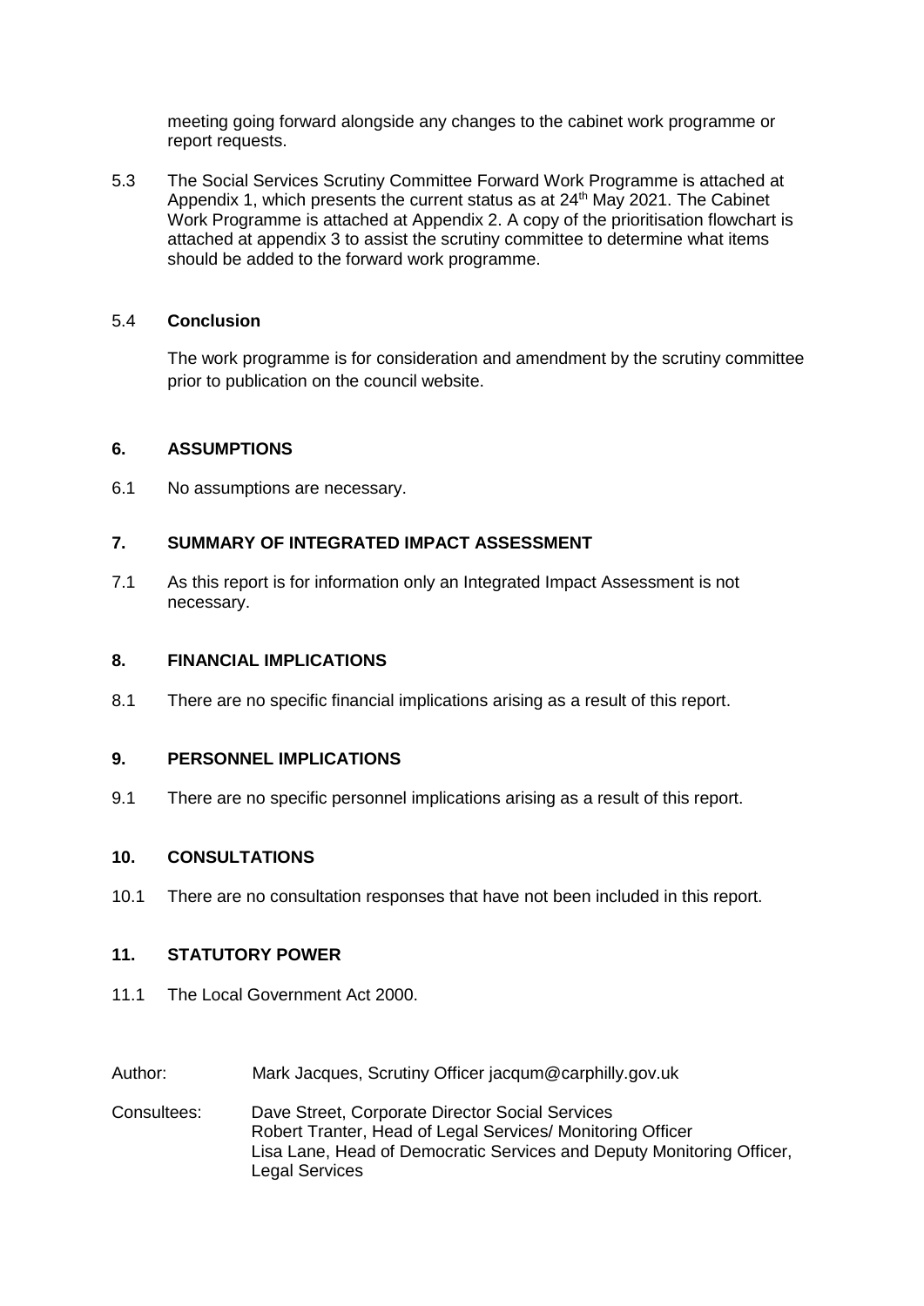meeting going forward alongside any changes to the cabinet work programme or report requests.

5.3 The Social Services Scrutiny Committee Forward Work Programme is attached at Appendix 1, which presents the current status as at 24th May 2021. The Cabinet Work Programme is attached at Appendix 2. A copy of the prioritisation flowchart is attached at appendix 3 to assist the scrutiny committee to determine what items should be added to the forward work programme.

5.4 **Conclusion**

The work programme is for consideration and amendment by the scrutiny committee prior to publication on the council website.

## 6. ASSUMPTIONS

6.1 No assumptions are necessary.

## 7. SUMMARY OF INTEGRATED IMPACT ASSESSMENT

7.1 As this report is for information only an Integrated Impact Assessment is not necessary.

## 8. FINANCIAL IMPLICATIONS

8.1 There are no specific financial implications arising as a result of this report.

## 9. PERSONNEL IMPLICATIONS

9.1 There are no specific personnel implications arising as a result of this report.

## 10. CONSULTATIONS

10.1 There are no consultation responses that have not been included in this report.

## 11. STATUTORY POWER

11.1 The Local Government Act 2000.

Author: Mark Jacques, Scrutiny Officer jacqum@carphilly.gov.uk

Consultees: Dave Street, Corporate Director Social Services
Robert Tranter, Head of Legal Services/ Monitoring Officer
Lisa Lane, Head of Democratic Services and Deputy Monitoring Officer, Legal Services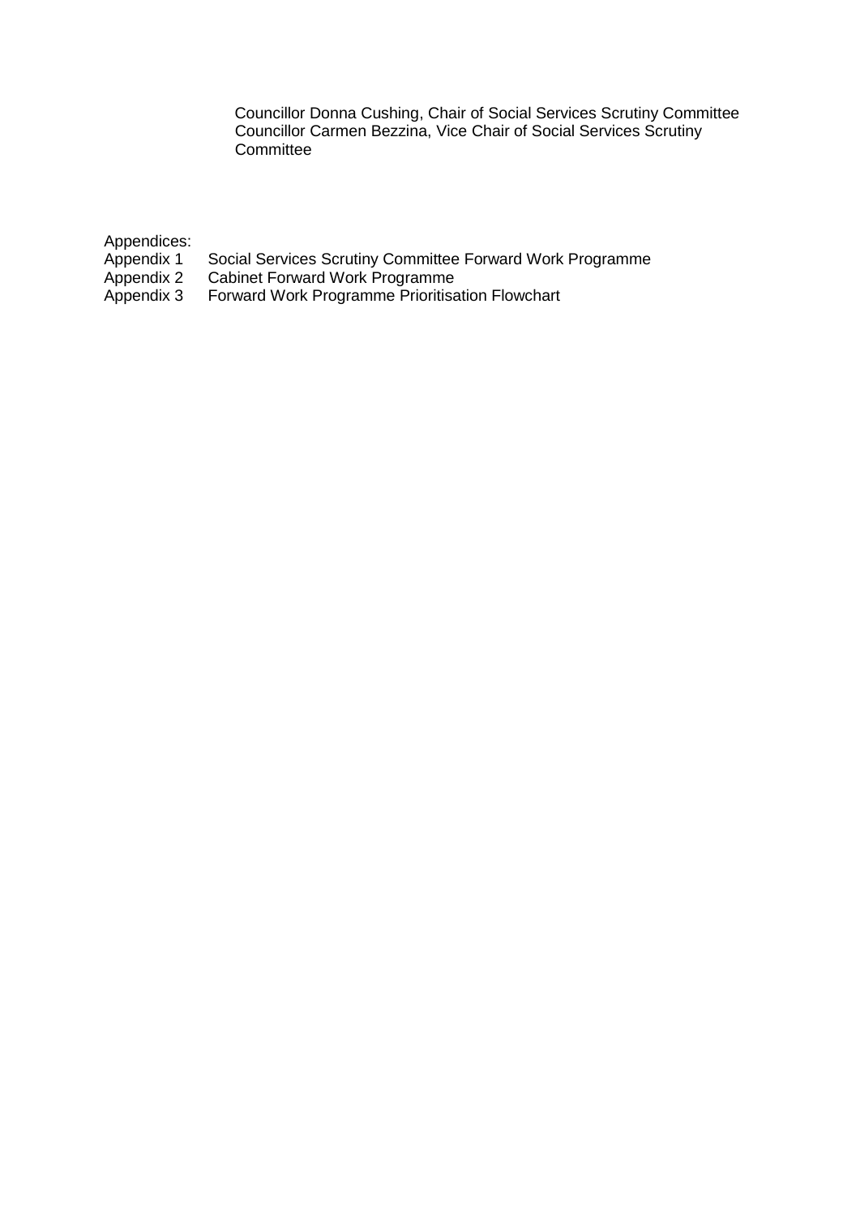Councillor Donna Cushing, Chair of Social Services Scrutiny Committee
Councillor Carmen Bezzina, Vice Chair of Social Services Scrutiny Committee

Appendices:

- Appendix 1 Social Services Scrutiny Committee Forward Work Programme
- Appendix 2 Cabinet Forward Work Programme
- Appendix 3 Forward Work Programme Prioritisation Flowchart